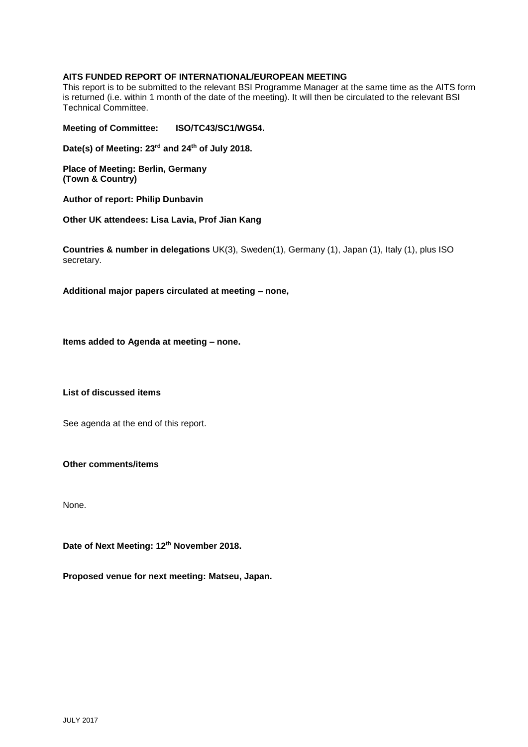**AITS FUNDED REPORT OF INTERNATIONAL/EUROPEAN MEETING**
This report is to be submitted to the relevant BSI Programme Manager at the same time as the AITS form is returned (i.e. within 1 month of the date of the meeting). It will then be circulated to the relevant BSI Technical Committee.

**Meeting of Committee: ISO/TC43/SC1/WG54.**

**Date(s) of Meeting: 23rd and 24th of July 2018.**

**Place of Meeting: Berlin, Germany**
**(Town & Country)**

**Author of report: Philip Dunbavin**

**Other UK attendees: Lisa Lavia, Prof Jian Kang**

**Countries & number in delegations** UK(3), Sweden(1), Germany (1), Japan (1), Italy (1), plus ISO secretary.

**Additional major papers circulated at meeting – none,**

**Items added to Agenda at meeting – none.**

**List of discussed items**

See agenda at the end of this report.

**Other comments/items**

None.

**Date of Next Meeting: 12th November 2018.**

**Proposed venue for next meeting: Matseu, Japan.**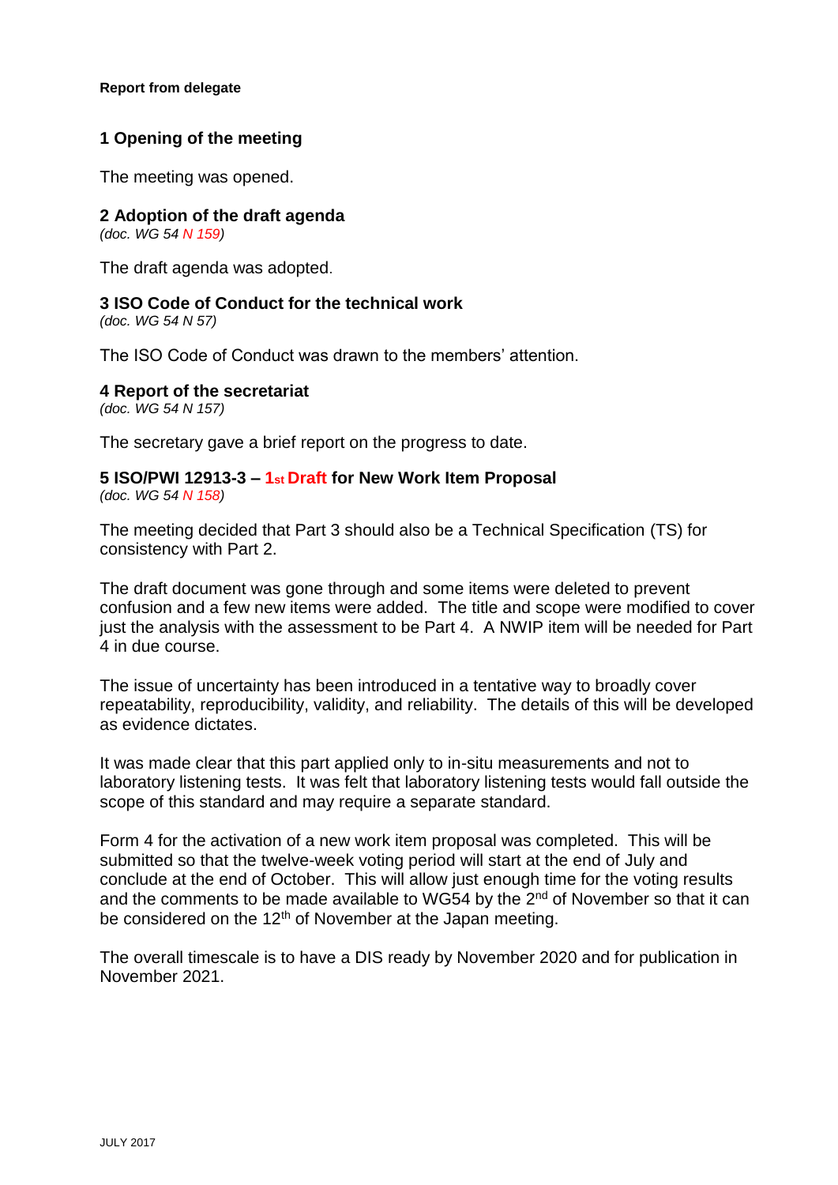**Report from delegate**

## 1 Opening of the meeting

The meeting was opened.

## 2 Adoption of the draft agenda

*(doc. WG 54 N 159)*

The draft agenda was adopted.

## 3 ISO Code of Conduct for the technical work

*(doc. WG 54 N 57)*

The ISO Code of Conduct was drawn to the members' attention.

## 4 Report of the secretariat

*(doc. WG 54 N 157)*

The secretary gave a brief report on the progress to date.

## 5 ISO/PWI 12913-3 – 1st Draft for New Work Item Proposal

*(doc. WG 54 N 158)*

The meeting decided that Part 3 should also be a Technical Specification (TS) for consistency with Part 2.

The draft document was gone through and some items were deleted to prevent confusion and a few new items were added. The title and scope were modified to cover just the analysis with the assessment to be Part 4. A NWIP item will be needed for Part 4 in due course.

The issue of uncertainty has been introduced in a tentative way to broadly cover repeatability, reproducibility, validity, and reliability. The details of this will be developed as evidence dictates.

It was made clear that this part applied only to in-situ measurements and not to laboratory listening tests. It was felt that laboratory listening tests would fall outside the scope of this standard and may require a separate standard.

Form 4 for the activation of a new work item proposal was completed. This will be submitted so that the twelve-week voting period will start at the end of July and conclude at the end of October. This will allow just enough time for the voting results and the comments to be made available to WG54 by the 2nd of November so that it can be considered on the 12th of November at the Japan meeting.

The overall timescale is to have a DIS ready by November 2020 and for publication in November 2021.

JULY 2017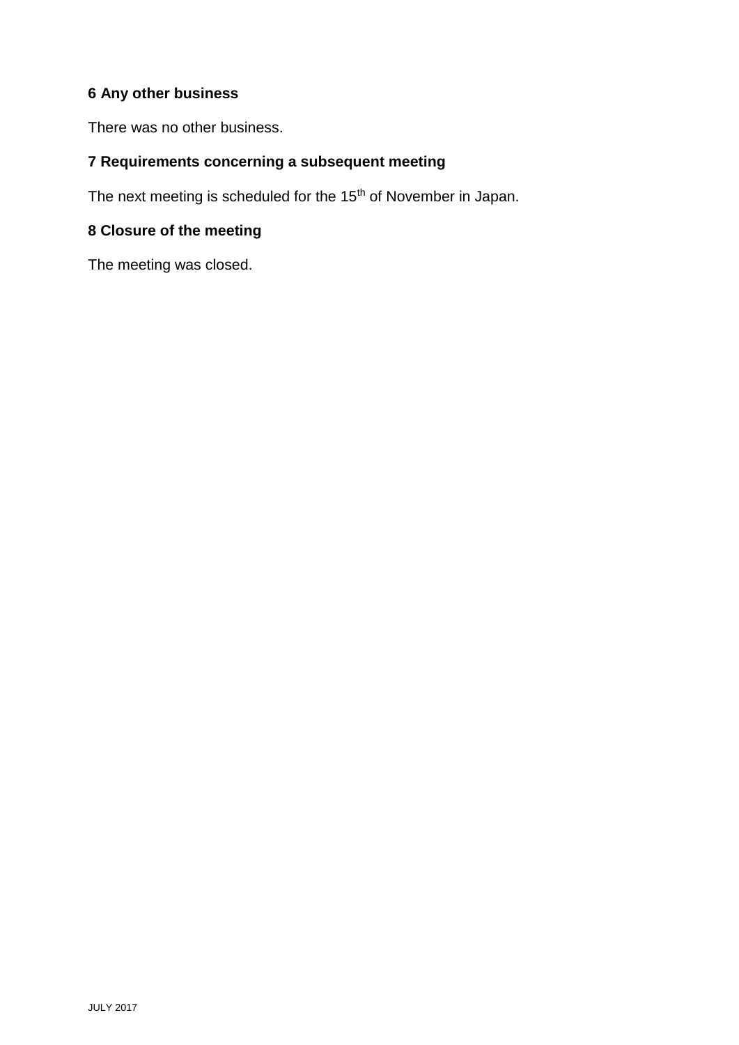## 6 Any other business

There was no other business.

## 7 Requirements concerning a subsequent meeting

The next meeting is scheduled for the 15th of November in Japan.

## 8 Closure of the meeting

The meeting was closed.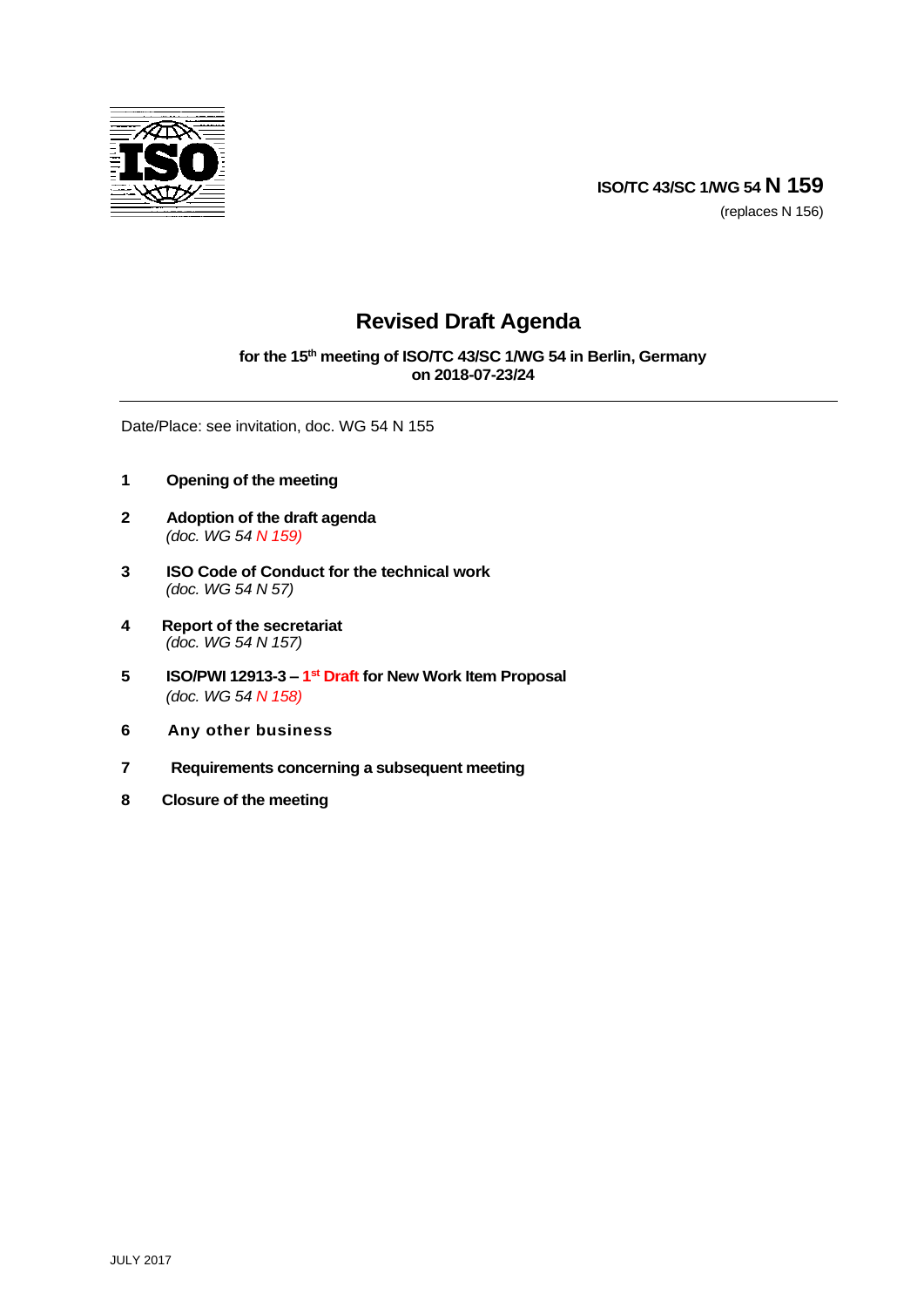ISO/TC 43/SC 1/WG 54 **N 159**

(replaces N 156)

# Revised Draft Agenda

**for the 15th meeting of ISO/TC 43/SC 1/WG 54 in Berlin, Germany on 2018-07-23/24**

Date/Place: see invitation, doc. WG 54 N 155

**1 Opening of the meeting**

**2 Adoption of the draft agenda**
*(doc. WG 54 N 159)*

**3 ISO Code of Conduct for the technical work**
*(doc. WG 54 N 57)*

**4 Report of the secretariat**
*(doc. WG 54 N 157)*

**5 ISO/PWI 12913-3 – 1st Draft for New Work Item Proposal**
*(doc. WG 54 N 158)*

**6 Any other business**

**7 Requirements concerning a subsequent meeting**

**8 Closure of the meeting**

JULY 2017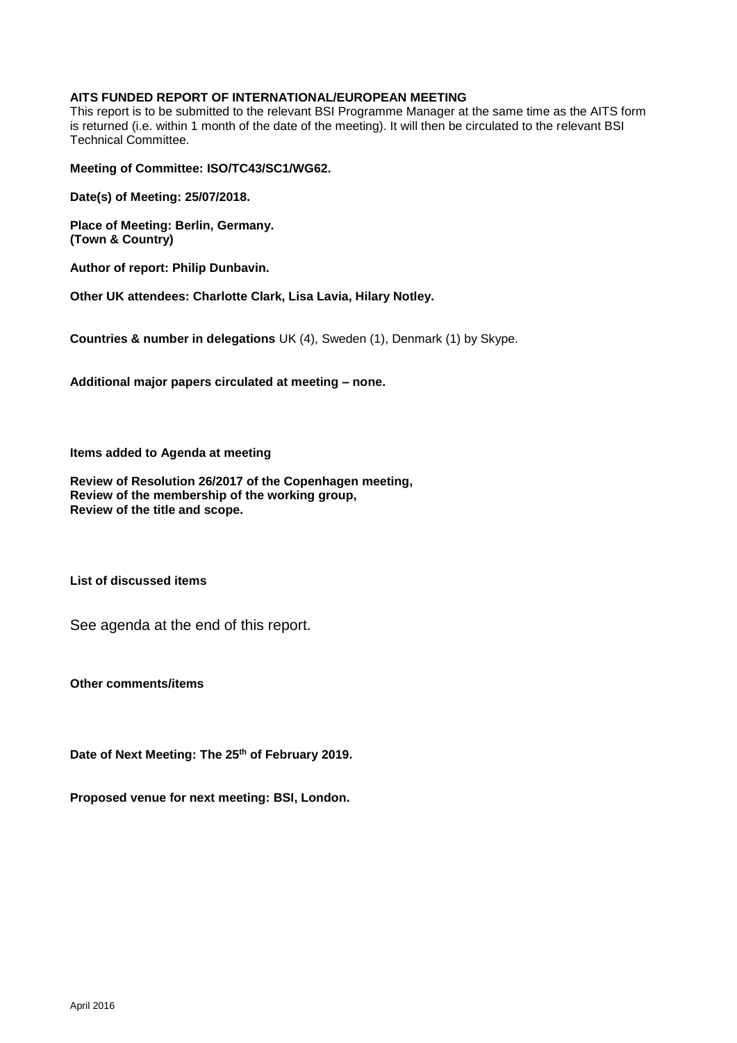**AITS FUNDED REPORT OF INTERNATIONAL/EUROPEAN MEETING**

This report is to be submitted to the relevant BSI Programme Manager at the same time as the AITS form is returned (i.e. within 1 month of the date of the meeting). It will then be circulated to the relevant BSI Technical Committee.

**Meeting of Committee: ISO/TC43/SC1/WG62.**

**Date(s) of Meeting: 25/07/2018.**

**Place of Meeting: Berlin, Germany.**
**(Town & Country)**

**Author of report: Philip Dunbavin.**

**Other UK attendees: Charlotte Clark, Lisa Lavia, Hilary Notley.**

**Countries & number in delegations** UK (4), Sweden (1), Denmark (1) by Skype.

**Additional major papers circulated at meeting – none.**

**Items added to Agenda at meeting**

**Review of Resolution 26/2017 of the Copenhagen meeting,**
**Review of the membership of the working group,**
**Review of the title and scope.**

**List of discussed items**

See agenda at the end of this report.

**Other comments/items**

**Date of Next Meeting: The 25th of February 2019.**

**Proposed venue for next meeting: BSI, London.**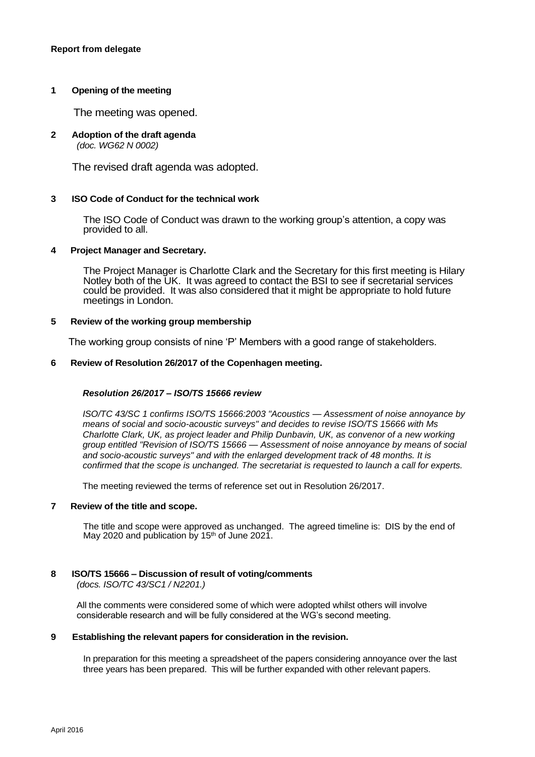**Report from delegate**

**1 Opening of the meeting**

The meeting was opened.

**2 Adoption of the draft agenda**
*(doc. WG62 N 0002)*

The revised draft agenda was adopted.

**3 ISO Code of Conduct for the technical work**

The ISO Code of Conduct was drawn to the working group's attention, a copy was provided to all.

**4 Project Manager and Secretary.**

The Project Manager is Charlotte Clark and the Secretary for this first meeting is Hilary Notley both of the UK. It was agreed to contact the BSI to see if secretarial services could be provided. It was also considered that it might be appropriate to hold future meetings in London.

**5 Review of the working group membership**

The working group consists of nine 'P' Members with a good range of stakeholders.

**6 Review of Resolution 26/2017 of the Copenhagen meeting.**

***Resolution 26/2017 – ISO/TS 15666 review***

*ISO/TC 43/SC 1 confirms ISO/TS 15666:2003 "Acoustics — Assessment of noise annoyance by means of social and socio-acoustic surveys" and decides to revise ISO/TS 15666 with Ms Charlotte Clark, UK, as project leader and Philip Dunbavin, UK, as convenor of a new working group entitled "Revision of ISO/TS 15666 — Assessment of noise annoyance by means of social and socio-acoustic surveys" and with the enlarged development track of 48 months. It is confirmed that the scope is unchanged. The secretariat is requested to launch a call for experts.*

The meeting reviewed the terms of reference set out in Resolution 26/2017.

**7 Review of the title and scope.**

The title and scope were approved as unchanged. The agreed timeline is: DIS by the end of May 2020 and publication by 15th of June 2021.

**8 ISO/TS 15666 – Discussion of result of voting/comments**
*(docs. ISO/TC 43/SC1 / N2201.)*

All the comments were considered some of which were adopted whilst others will involve considerable research and will be fully considered at the WG's second meeting.

**9 Establishing the relevant papers for consideration in the revision.**

In preparation for this meeting a spreadsheet of the papers considering annoyance over the last three years has been prepared. This will be further expanded with other relevant papers.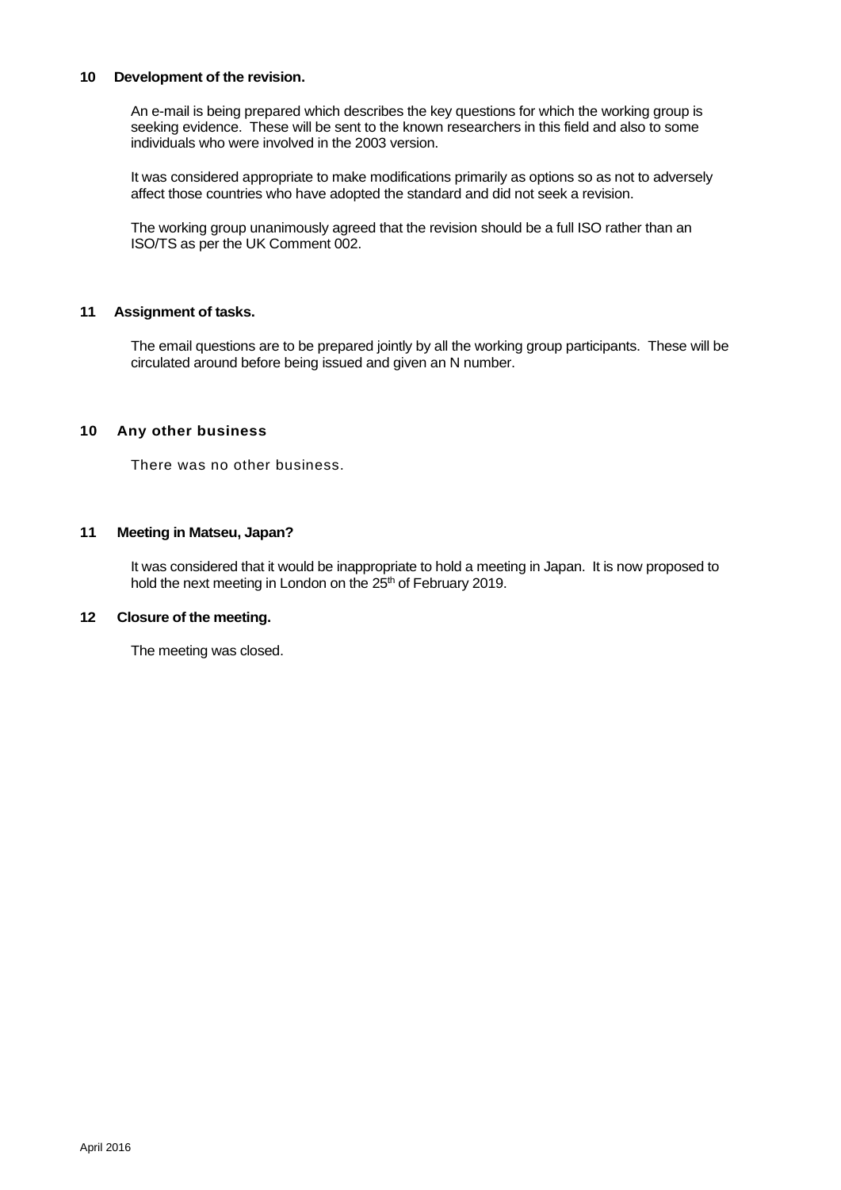## 10 Development of the revision.

An e-mail is being prepared which describes the key questions for which the working group is seeking evidence. These will be sent to the known researchers in this field and also to some individuals who were involved in the 2003 version.

It was considered appropriate to make modifications primarily as options so as not to adversely affect those countries who have adopted the standard and did not seek a revision.

The working group unanimously agreed that the revision should be a full ISO rather than an ISO/TS as per the UK Comment 002.

## 11 Assignment of tasks.

The email questions are to be prepared jointly by all the working group participants. These will be circulated around before being issued and given an N number.

## 10 Any other business

There was no other business.

## 11 Meeting in Matseu, Japan?

It was considered that it would be inappropriate to hold a meeting in Japan. It is now proposed to hold the next meeting in London on the 25th of February 2019.

## 12 Closure of the meeting.

The meeting was closed.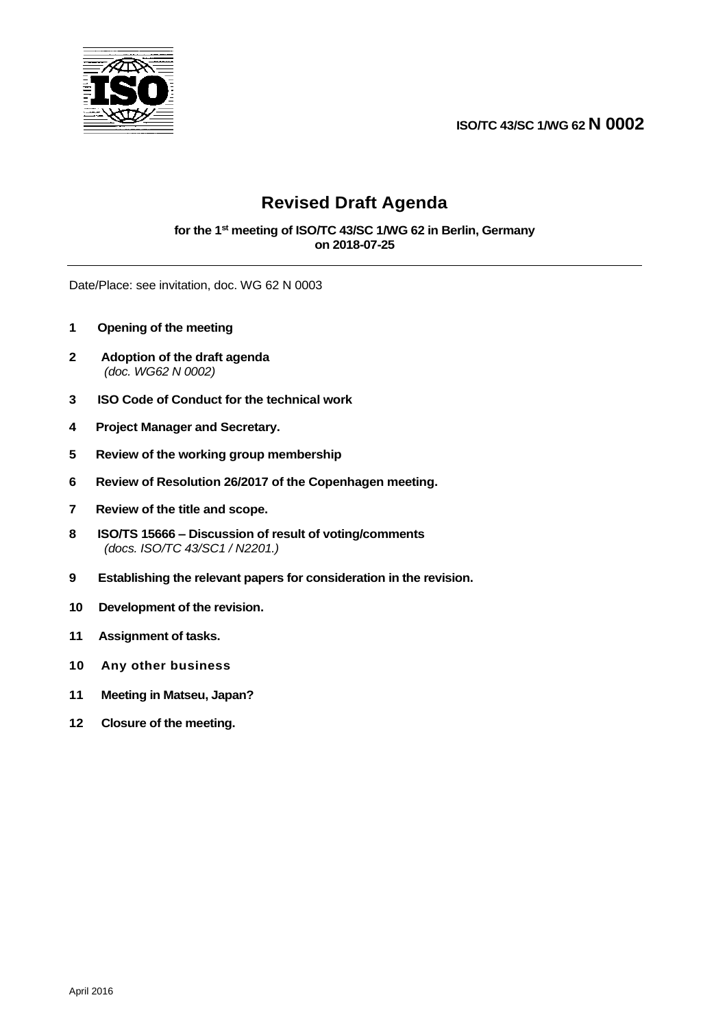ISO/TC 43/SC 1/WG 62 **N 0002**

# Revised Draft Agenda

**for the 1st meeting of ISO/TC 43/SC 1/WG 62 in Berlin, Germany on 2018-07-25**

---

Date/Place: see invitation, doc. WG 62 N 0003

**1 Opening of the meeting**

**2 Adoption of the draft agenda**
*(doc. WG62 N 0002)*

**3 ISO Code of Conduct for the technical work**

**4 Project Manager and Secretary.**

**5 Review of the working group membership**

**6 Review of Resolution 26/2017 of the Copenhagen meeting.**

**7 Review of the title and scope.**

**8 ISO/TS 15666 – Discussion of result of voting/comments**
*(docs. ISO/TC 43/SC1 / N2201.)*

**9 Establishing the relevant papers for consideration in the revision.**

**10 Development of the revision.**

**11 Assignment of tasks.**

**10 Any other business**

**11 Meeting in Matseu, Japan?**

**12 Closure of the meeting.**

April 2016